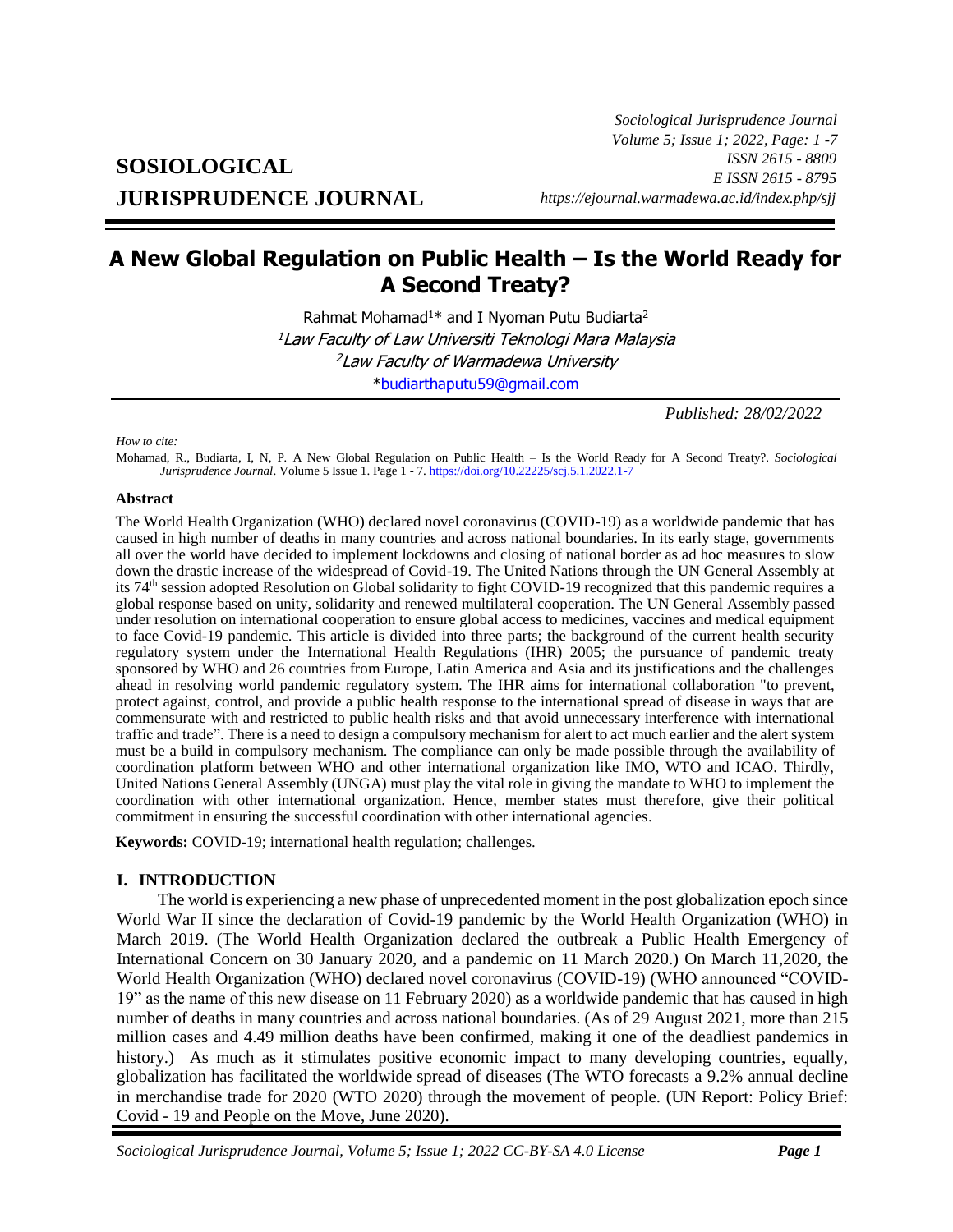**SOSIOLOGICAL JURISPRUDENCE JOURNAL**

*Sociological Jurisprudence Journal*
*Volume 5; Issue 1; 2022, Page: 1 -7*
*ISSN 2615 - 8809*
*E ISSN 2615 - 8795*
*https://ejournal.warmadewa.ac.id/index.php/sjj*

# A New Global Regulation on Public Health – Is the World Ready for A Second Treaty?

Rahmat Mohamad[1]* and I Nyoman Putu Budiarta[2]

[1]*Law Faculty of Law Universiti Teknologi Mara Malaysia*
[2]*Law Faculty of Warmadewa University*
*budiarthaputu59@gmail.com

*Published: 28/02/2022*

*How to cite:*
Mohamad, R., Budiarta, I, N, P. A New Global Regulation on Public Health – Is the World Ready for A Second Treaty?. *Sociological Jurisprudence Journal*. Volume 5 Issue 1. Page 1 - 7. https://doi.org/10.22225/scj.5.1.2022.1-7

**Abstract**

The World Health Organization (WHO) declared novel coronavirus (COVID-19) as a worldwide pandemic that has caused in high number of deaths in many countries and across national boundaries. In its early stage, governments all over the world have decided to implement lockdowns and closing of national border as ad hoc measures to slow down the drastic increase of the widespread of Covid-19. The United Nations through the UN General Assembly at its 74th session adopted Resolution on Global solidarity to fight COVID-19 recognized that this pandemic requires a global response based on unity, solidarity and renewed multilateral cooperation. The UN General Assembly passed under resolution on international cooperation to ensure global access to medicines, vaccines and medical equipment to face Covid-19 pandemic. This article is divided into three parts; the background of the current health security regulatory system under the International Health Regulations (IHR) 2005; the pursuance of pandemic treaty sponsored by WHO and 26 countries from Europe, Latin America and Asia and its justifications and the challenges ahead in resolving world pandemic regulatory system. The IHR aims for international collaboration "to prevent, protect against, control, and provide a public health response to the international spread of disease in ways that are commensurate with and restricted to public health risks and that avoid unnecessary interference with international traffic and trade". There is a need to design a compulsory mechanism for alert to act much earlier and the alert system must be a build in compulsory mechanism. The compliance can only be made possible through the availability of coordination platform between WHO and other international organization like IMO, WTO and ICAO. Thirdly, United Nations General Assembly (UNGA) must play the vital role in giving the mandate to WHO to implement the coordination with other international organization. Hence, member states must therefore, give their political commitment in ensuring the successful coordination with other international agencies.

**Keywords:** COVID-19; international health regulation; challenges.

## I. INTRODUCTION

The world is experiencing a new phase of unprecedented moment in the post globalization epoch since World War II since the declaration of Covid-19 pandemic by the World Health Organization (WHO) in March 2019. (The World Health Organization declared the outbreak a Public Health Emergency of International Concern on 30 January 2020, and a pandemic on 11 March 2020.) On March 11,2020, the World Health Organization (WHO) declared novel coronavirus (COVID-19) (WHO announced "COVID-19" as the name of this new disease on 11 February 2020) as a worldwide pandemic that has caused in high number of deaths in many countries and across national boundaries. (As of 29 August 2021, more than 215 million cases and 4.49 million deaths have been confirmed, making it one of the deadliest pandemics in history.) As much as it stimulates positive economic impact to many developing countries, equally, globalization has facilitated the worldwide spread of diseases (The WTO forecasts a 9.2% annual decline in merchandise trade for 2020 (WTO 2020) through the movement of people. (UN Report: Policy Brief: Covid - 19 and People on the Move, June 2020).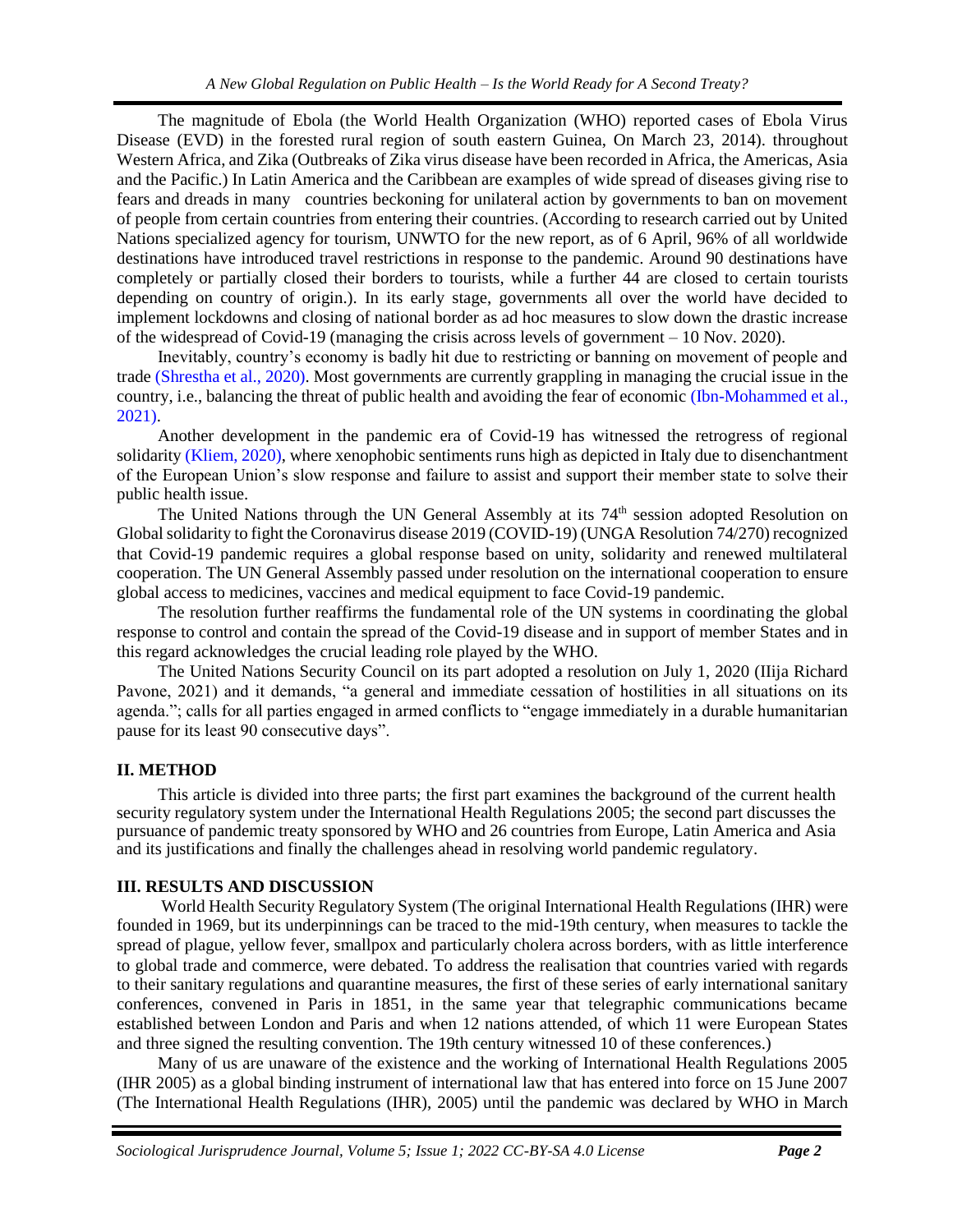The magnitude of Ebola (the World Health Organization (WHO) reported cases of Ebola Virus Disease (EVD) in the forested rural region of south eastern Guinea, On March 23, 2014). throughout Western Africa, and Zika (Outbreaks of Zika virus disease have been recorded in Africa, the Americas, Asia and the Pacific.) In Latin America and the Caribbean are examples of wide spread of diseases giving rise to fears and dreads in many countries beckoning for unilateral action by governments to ban on movement of people from certain countries from entering their countries. (According to research carried out by United Nations specialized agency for tourism, UNWTO for the new report, as of 6 April, 96% of all worldwide destinations have introduced travel restrictions in response to the pandemic. Around 90 destinations have completely or partially closed their borders to tourists, while a further 44 are closed to certain tourists depending on country of origin.). In its early stage, governments all over the world have decided to implement lockdowns and closing of national border as ad hoc measures to slow down the drastic increase of the widespread of Covid-19 (managing the crisis across levels of government – 10 Nov. 2020).

Inevitably, country's economy is badly hit due to restricting or banning on movement of people and trade (Shrestha et al., 2020). Most governments are currently grappling in managing the crucial issue in the country, i.e., balancing the threat of public health and avoiding the fear of economic (Ibn-Mohammed et al., 2021).

Another development in the pandemic era of Covid-19 has witnessed the retrogress of regional solidarity (Kliem, 2020), where xenophobic sentiments runs high as depicted in Italy due to disenchantment of the European Union's slow response and failure to assist and support their member state to solve their public health issue.

The United Nations through the UN General Assembly at its 74th session adopted Resolution on Global solidarity to fight the Coronavirus disease 2019 (COVID-19) (UNGA Resolution 74/270) recognized that Covid-19 pandemic requires a global response based on unity, solidarity and renewed multilateral cooperation. The UN General Assembly passed under resolution on the international cooperation to ensure global access to medicines, vaccines and medical equipment to face Covid-19 pandemic.

The resolution further reaffirms the fundamental role of the UN systems in coordinating the global response to control and contain the spread of the Covid-19 disease and in support of member States and in this regard acknowledges the crucial leading role played by the WHO.

The United Nations Security Council on its part adopted a resolution on July 1, 2020 (IIija Richard Pavone, 2021) and it demands, "a general and immediate cessation of hostilities in all situations on its agenda."; calls for all parties engaged in armed conflicts to "engage immediately in a durable humanitarian pause for its least 90 consecutive days".

## II. METHOD

This article is divided into three parts; the first part examines the background of the current health security regulatory system under the International Health Regulations 2005; the second part discusses the pursuance of pandemic treaty sponsored by WHO and 26 countries from Europe, Latin America and Asia and its justifications and finally the challenges ahead in resolving world pandemic regulatory.

## III. RESULTS AND DISCUSSION

World Health Security Regulatory System (The original International Health Regulations (IHR) were founded in 1969, but its underpinnings can be traced to the mid-19th century, when measures to tackle the spread of plague, yellow fever, smallpox and particularly cholera across borders, with as little interference to global trade and commerce, were debated. To address the realisation that countries varied with regards to their sanitary regulations and quarantine measures, the first of these series of early international sanitary conferences, convened in Paris in 1851, in the same year that telegraphic communications became established between London and Paris and when 12 nations attended, of which 11 were European States and three signed the resulting convention. The 19th century witnessed 10 of these conferences.)

Many of us are unaware of the existence and the working of International Health Regulations 2005 (IHR 2005) as a global binding instrument of international law that has entered into force on 15 June 2007 (The International Health Regulations (IHR), 2005) until the pandemic was declared by WHO in March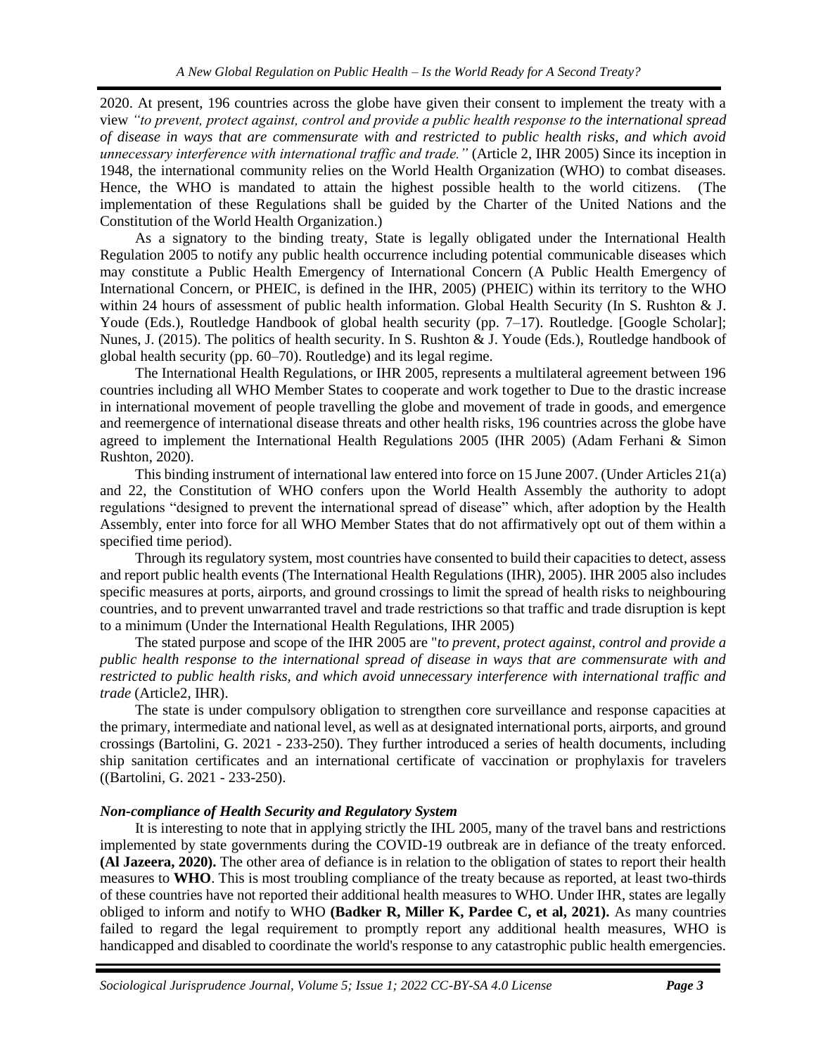2020. At present, 196 countries across the globe have given their consent to implement the treaty with a view *"to prevent, protect against, control and provide a public health response to the international spread of disease in ways that are commensurate with and restricted to public health risks, and which avoid unnecessary interference with international traffic and trade."* (Article 2, IHR 2005) Since its inception in 1948, the international community relies on the World Health Organization (WHO) to combat diseases. Hence, the WHO is mandated to attain the highest possible health to the world citizens. (The implementation of these Regulations shall be guided by the Charter of the United Nations and the Constitution of the World Health Organization.)

As a signatory to the binding treaty, State is legally obligated under the International Health Regulation 2005 to notify any public health occurrence including potential communicable diseases which may constitute a Public Health Emergency of International Concern (A Public Health Emergency of International Concern, or PHEIC, is defined in the IHR, 2005) (PHEIC) within its territory to the WHO within 24 hours of assessment of public health information. Global Health Security (In S. Rushton & J. Youde (Eds.), Routledge Handbook of global health security (pp. 7–17). Routledge. [Google Scholar]; Nunes, J. (2015). The politics of health security. In S. Rushton & J. Youde (Eds.), Routledge handbook of global health security (pp. 60–70). Routledge) and its legal regime.

The International Health Regulations, or IHR 2005, represents a multilateral agreement between 196 countries including all WHO Member States to cooperate and work together to Due to the drastic increase in international movement of people travelling the globe and movement of trade in goods, and emergence and reemergence of international disease threats and other health risks, 196 countries across the globe have agreed to implement the International Health Regulations 2005 (IHR 2005) (Adam Ferhani & Simon Rushton, 2020).

This binding instrument of international law entered into force on 15 June 2007. (Under Articles 21(a) and 22, the Constitution of WHO confers upon the World Health Assembly the authority to adopt regulations "designed to prevent the international spread of disease" which, after adoption by the Health Assembly, enter into force for all WHO Member States that do not affirmatively opt out of them within a specified time period).

Through its regulatory system, most countries have consented to build their capacities to detect, assess and report public health events (The International Health Regulations (IHR), 2005). IHR 2005 also includes specific measures at ports, airports, and ground crossings to limit the spread of health risks to neighbouring countries, and to prevent unwarranted travel and trade restrictions so that traffic and trade disruption is kept to a minimum (Under the International Health Regulations, IHR 2005)

The stated purpose and scope of the IHR 2005 are "*to prevent, protect against, control and provide a public health response to the international spread of disease in ways that are commensurate with and restricted to public health risks, and which avoid unnecessary interference with international traffic and trade* (Article2, IHR).

The state is under compulsory obligation to strengthen core surveillance and response capacities at the primary, intermediate and national level, as well as at designated international ports, airports, and ground crossings (Bartolini, G. 2021 - 233-250). They further introduced a series of health documents, including ship sanitation certificates and an international certificate of vaccination or prophylaxis for travelers ((Bartolini, G. 2021 - 233-250).

### *Non-compliance of Health Security and Regulatory System*

It is interesting to note that in applying strictly the IHL 2005, many of the travel bans and restrictions implemented by state governments during the COVID-19 outbreak are in defiance of the treaty enforced. **(Al Jazeera, 2020).** The other area of defiance is in relation to the obligation of states to report their health measures to **WHO**. This is most troubling compliance of the treaty because as reported, at least two-thirds of these countries have not reported their additional health measures to WHO. Under IHR, states are legally obliged to inform and notify to WHO **(Badker R, Miller K, Pardee C, et al, 2021).** As many countries failed to regard the legal requirement to promptly report any additional health measures, WHO is handicapped and disabled to coordinate the world's response to any catastrophic public health emergencies.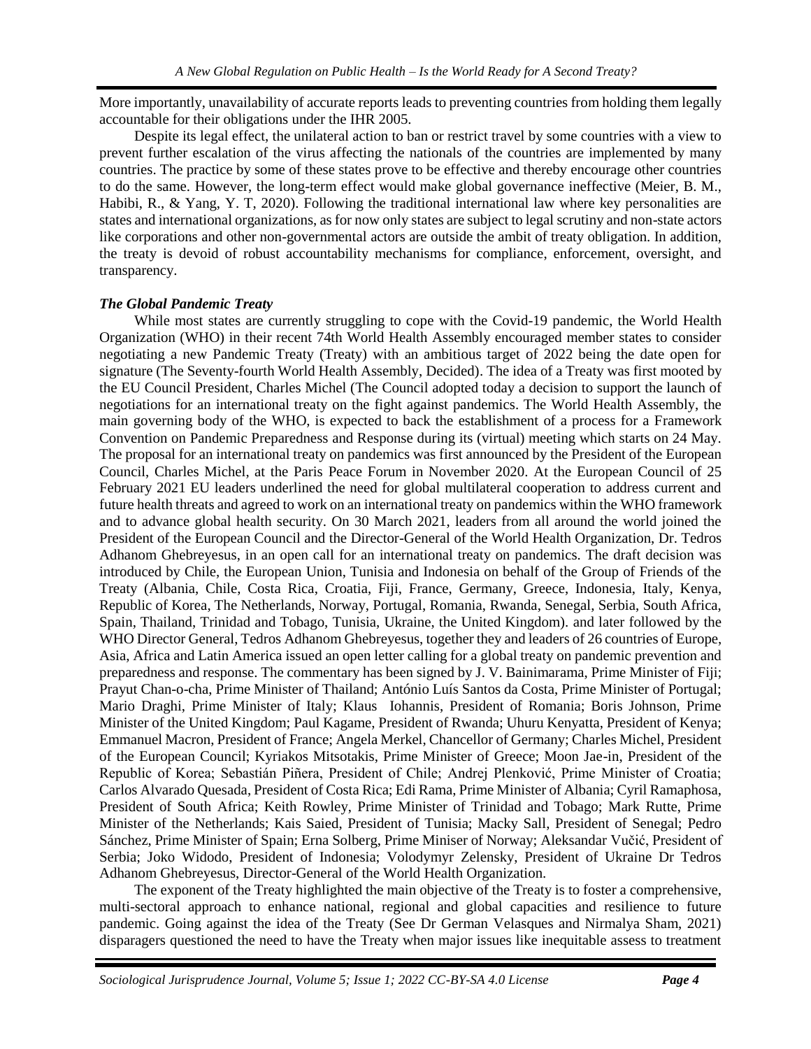More importantly, unavailability of accurate reports leads to preventing countries from holding them legally accountable for their obligations under the IHR 2005.

Despite its legal effect, the unilateral action to ban or restrict travel by some countries with a view to prevent further escalation of the virus affecting the nationals of the countries are implemented by many countries. The practice by some of these states prove to be effective and thereby encourage other countries to do the same. However, the long-term effect would make global governance ineffective (Meier, B. M., Habibi, R., & Yang, Y. T, 2020). Following the traditional international law where key personalities are states and international organizations, as for now only states are subject to legal scrutiny and non-state actors like corporations and other non-governmental actors are outside the ambit of treaty obligation. In addition, the treaty is devoid of robust accountability mechanisms for compliance, enforcement, oversight, and transparency.

### *The Global Pandemic Treaty*

While most states are currently struggling to cope with the Covid-19 pandemic, the World Health Organization (WHO) in their recent 74th World Health Assembly encouraged member states to consider negotiating a new Pandemic Treaty (Treaty) with an ambitious target of 2022 being the date open for signature (The Seventy-fourth World Health Assembly, Decided). The idea of a Treaty was first mooted by the EU Council President, Charles Michel (The Council adopted today a decision to support the launch of negotiations for an international treaty on the fight against pandemics. The World Health Assembly, the main governing body of the WHO, is expected to back the establishment of a process for a Framework Convention on Pandemic Preparedness and Response during its (virtual) meeting which starts on 24 May. The proposal for an international treaty on pandemics was first announced by the President of the European Council, Charles Michel, at the Paris Peace Forum in November 2020. At the European Council of 25 February 2021 EU leaders underlined the need for global multilateral cooperation to address current and future health threats and agreed to work on an international treaty on pandemics within the WHO framework and to advance global health security. On 30 March 2021, leaders from all around the world joined the President of the European Council and the Director-General of the World Health Organization, Dr. Tedros Adhanom Ghebreyesus, in an open call for an international treaty on pandemics. The draft decision was introduced by Chile, the European Union, Tunisia and Indonesia on behalf of the Group of Friends of the Treaty (Albania, Chile, Costa Rica, Croatia, Fiji, France, Germany, Greece, Indonesia, Italy, Kenya, Republic of Korea, The Netherlands, Norway, Portugal, Romania, Rwanda, Senegal, Serbia, South Africa, Spain, Thailand, Trinidad and Tobago, Tunisia, Ukraine, the United Kingdom). and later followed by the WHO Director General, Tedros Adhanom Ghebreyesus, together they and leaders of 26 countries of Europe, Asia, Africa and Latin America issued an open letter calling for a global treaty on pandemic prevention and preparedness and response. The commentary has been signed by J. V. Bainimarama, Prime Minister of Fiji; Prayut Chan-o-cha, Prime Minister of Thailand; António Luís Santos da Costa, Prime Minister of Portugal; Mario Draghi, Prime Minister of Italy; Klaus Iohannis, President of Romania; Boris Johnson, Prime Minister of the United Kingdom; Paul Kagame, President of Rwanda; Uhuru Kenyatta, President of Kenya; Emmanuel Macron, President of France; Angela Merkel, Chancellor of Germany; Charles Michel, President of the European Council; Kyriakos Mitsotakis, Prime Minister of Greece; Moon Jae-in, President of the Republic of Korea; Sebastián Piñera, President of Chile; Andrej Plenković, Prime Minister of Croatia; Carlos Alvarado Quesada, President of Costa Rica; Edi Rama, Prime Minister of Albania; Cyril Ramaphosa, President of South Africa; Keith Rowley, Prime Minister of Trinidad and Tobago; Mark Rutte, Prime Minister of the Netherlands; Kais Saied, President of Tunisia; Macky Sall, President of Senegal; Pedro Sánchez, Prime Minister of Spain; Erna Solberg, Prime Miniser of Norway; Aleksandar Vučić, President of Serbia; Joko Widodo, President of Indonesia; Volodymyr Zelensky, President of Ukraine Dr Tedros Adhanom Ghebreyesus, Director-General of the World Health Organization.

The exponent of the Treaty highlighted the main objective of the Treaty is to foster a comprehensive, multi-sectoral approach to enhance national, regional and global capacities and resilience to future pandemic. Going against the idea of the Treaty (See Dr German Velasques and Nirmalya Sham, 2021) disparagers questioned the need to have the Treaty when major issues like inequitable assess to treatment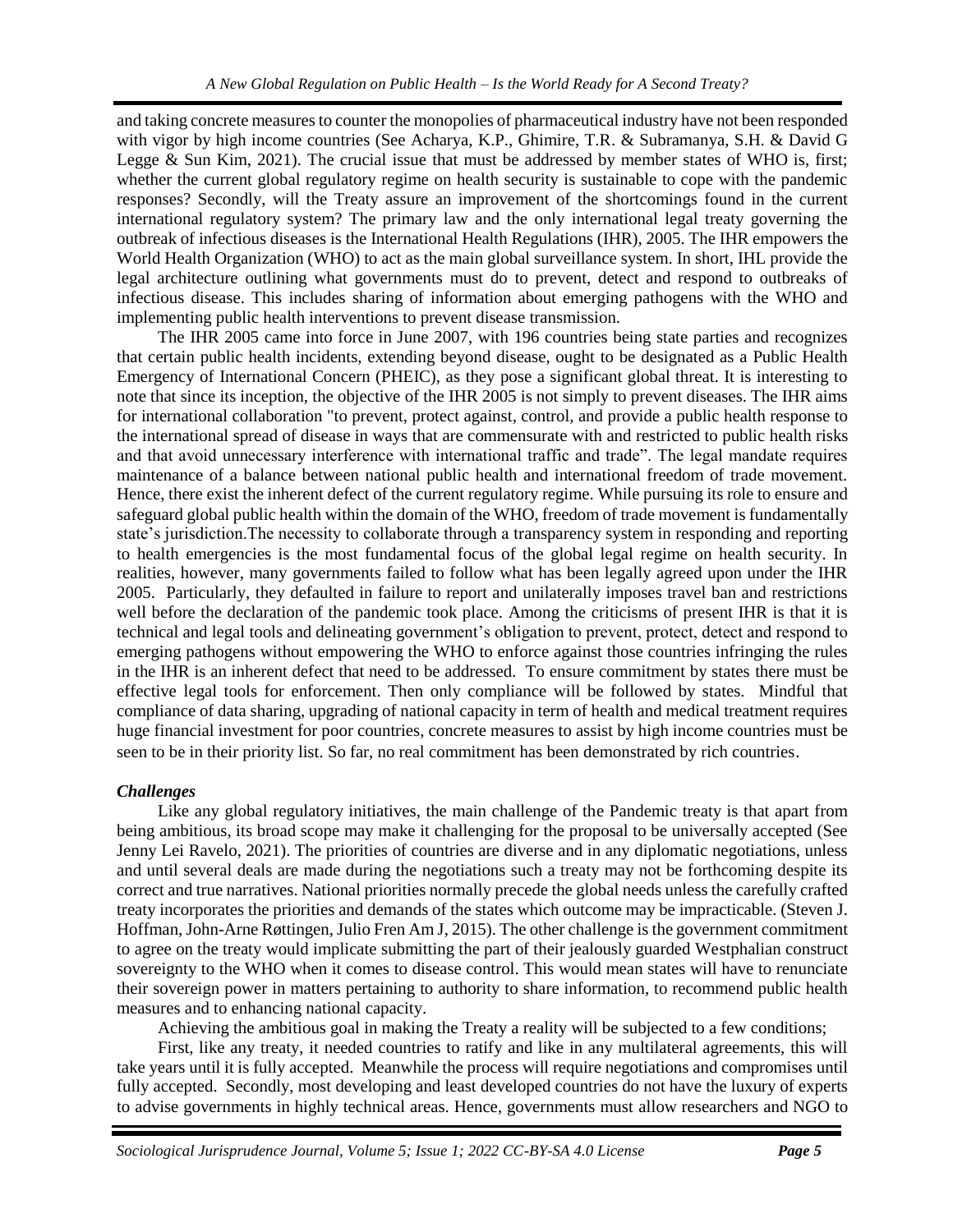and taking concrete measures to counter the monopolies of pharmaceutical industry have not been responded with vigor by high income countries (See Acharya, K.P., Ghimire, T.R. & Subramanya, S.H. & David G Legge & Sun Kim, 2021). The crucial issue that must be addressed by member states of WHO is, first; whether the current global regulatory regime on health security is sustainable to cope with the pandemic responses? Secondly, will the Treaty assure an improvement of the shortcomings found in the current international regulatory system? The primary law and the only international legal treaty governing the outbreak of infectious diseases is the International Health Regulations (IHR), 2005. The IHR empowers the World Health Organization (WHO) to act as the main global surveillance system. In short, IHL provide the legal architecture outlining what governments must do to prevent, detect and respond to outbreaks of infectious disease. This includes sharing of information about emerging pathogens with the WHO and implementing public health interventions to prevent disease transmission.

The IHR 2005 came into force in June 2007, with 196 countries being state parties and recognizes that certain public health incidents, extending beyond disease, ought to be designated as a Public Health Emergency of International Concern (PHEIC), as they pose a significant global threat. It is interesting to note that since its inception, the objective of the IHR 2005 is not simply to prevent diseases. The IHR aims for international collaboration "to prevent, protect against, control, and provide a public health response to the international spread of disease in ways that are commensurate with and restricted to public health risks and that avoid unnecessary interference with international traffic and trade". The legal mandate requires maintenance of a balance between national public health and international freedom of trade movement. Hence, there exist the inherent defect of the current regulatory regime. While pursuing its role to ensure and safeguard global public health within the domain of the WHO, freedom of trade movement is fundamentally state's jurisdiction.The necessity to collaborate through a transparency system in responding and reporting to health emergencies is the most fundamental focus of the global legal regime on health security. In realities, however, many governments failed to follow what has been legally agreed upon under the IHR 2005. Particularly, they defaulted in failure to report and unilaterally imposes travel ban and restrictions well before the declaration of the pandemic took place. Among the criticisms of present IHR is that it is technical and legal tools and delineating government's obligation to prevent, protect, detect and respond to emerging pathogens without empowering the WHO to enforce against those countries infringing the rules in the IHR is an inherent defect that need to be addressed. To ensure commitment by states there must be effective legal tools for enforcement. Then only compliance will be followed by states. Mindful that compliance of data sharing, upgrading of national capacity in term of health and medical treatment requires huge financial investment for poor countries, concrete measures to assist by high income countries must be seen to be in their priority list. So far, no real commitment has been demonstrated by rich countries.

### *Challenges*

Like any global regulatory initiatives, the main challenge of the Pandemic treaty is that apart from being ambitious, its broad scope may make it challenging for the proposal to be universally accepted (See Jenny Lei Ravelo, 2021). The priorities of countries are diverse and in any diplomatic negotiations, unless and until several deals are made during the negotiations such a treaty may not be forthcoming despite its correct and true narratives. National priorities normally precede the global needs unless the carefully crafted treaty incorporates the priorities and demands of the states which outcome may be impracticable. (Steven J. Hoffman, John-Arne Røttingen, Julio Fren Am J, 2015). The other challenge is the government commitment to agree on the treaty would implicate submitting the part of their jealously guarded Westphalian construct sovereignty to the WHO when it comes to disease control. This would mean states will have to renunciate their sovereign power in matters pertaining to authority to share information, to recommend public health measures and to enhancing national capacity.

Achieving the ambitious goal in making the Treaty a reality will be subjected to a few conditions;

First, like any treaty, it needed countries to ratify and like in any multilateral agreements, this will take years until it is fully accepted. Meanwhile the process will require negotiations and compromises until fully accepted. Secondly, most developing and least developed countries do not have the luxury of experts to advise governments in highly technical areas. Hence, governments must allow researchers and NGO to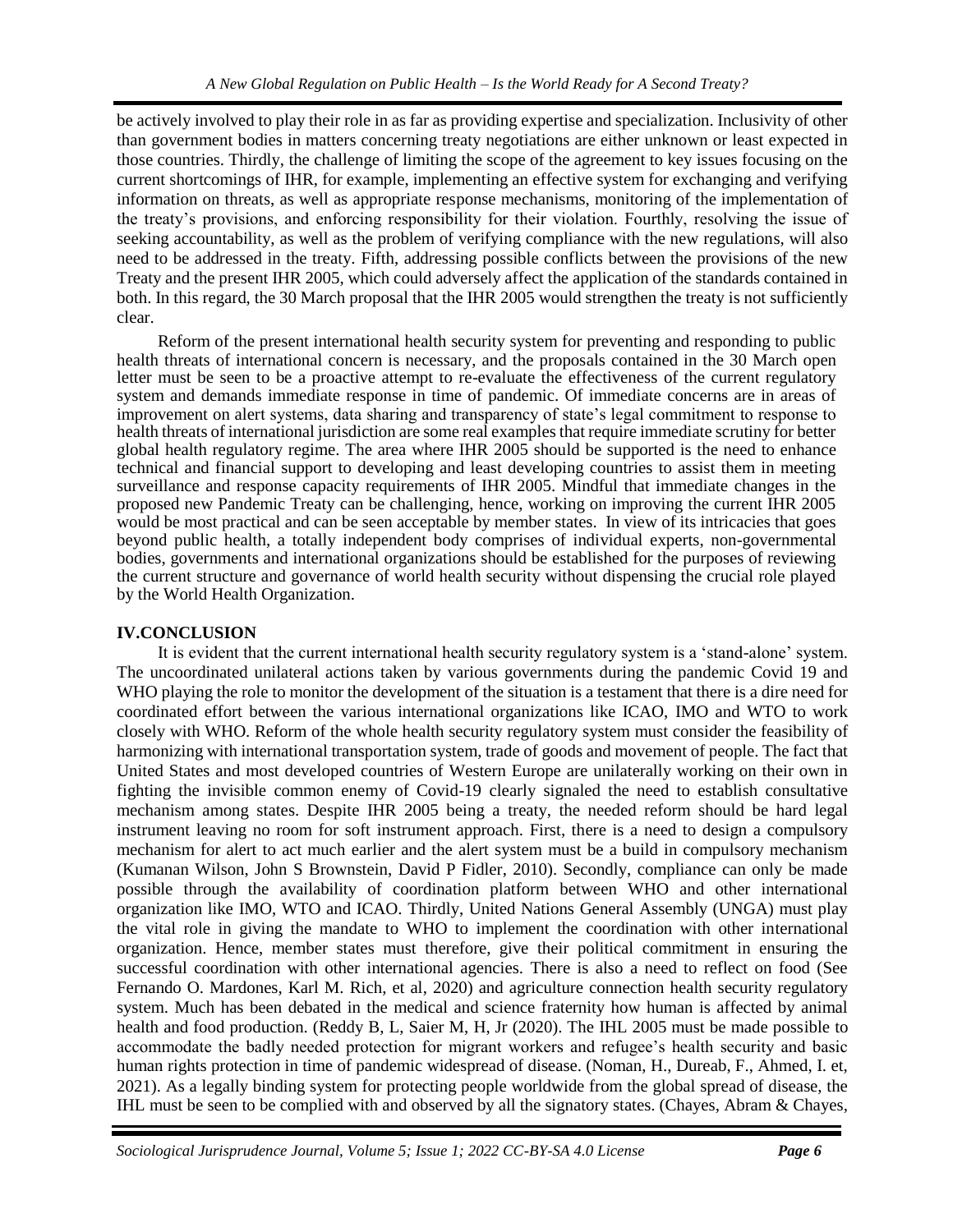be actively involved to play their role in as far as providing expertise and specialization. Inclusivity of other than government bodies in matters concerning treaty negotiations are either unknown or least expected in those countries. Thirdly, the challenge of limiting the scope of the agreement to key issues focusing on the current shortcomings of IHR, for example, implementing an effective system for exchanging and verifying information on threats, as well as appropriate response mechanisms, monitoring of the implementation of the treaty's provisions, and enforcing responsibility for their violation. Fourthly, resolving the issue of seeking accountability, as well as the problem of verifying compliance with the new regulations, will also need to be addressed in the treaty. Fifth, addressing possible conflicts between the provisions of the new Treaty and the present IHR 2005, which could adversely affect the application of the standards contained in both. In this regard, the 30 March proposal that the IHR 2005 would strengthen the treaty is not sufficiently clear.

Reform of the present international health security system for preventing and responding to public health threats of international concern is necessary, and the proposals contained in the 30 March open letter must be seen to be a proactive attempt to re-evaluate the effectiveness of the current regulatory system and demands immediate response in time of pandemic. Of immediate concerns are in areas of improvement on alert systems, data sharing and transparency of state's legal commitment to response to health threats of international jurisdiction are some real examples that require immediate scrutiny for better global health regulatory regime. The area where IHR 2005 should be supported is the need to enhance technical and financial support to developing and least developing countries to assist them in meeting surveillance and response capacity requirements of IHR 2005. Mindful that immediate changes in the proposed new Pandemic Treaty can be challenging, hence, working on improving the current IHR 2005 would be most practical and can be seen acceptable by member states. In view of its intricacies that goes beyond public health, a totally independent body comprises of individual experts, non-governmental bodies, governments and international organizations should be established for the purposes of reviewing the current structure and governance of world health security without dispensing the crucial role played by the World Health Organization.

## IV.CONCLUSION

It is evident that the current international health security regulatory system is a 'stand-alone' system. The uncoordinated unilateral actions taken by various governments during the pandemic Covid 19 and WHO playing the role to monitor the development of the situation is a testament that there is a dire need for coordinated effort between the various international organizations like ICAO, IMO and WTO to work closely with WHO. Reform of the whole health security regulatory system must consider the feasibility of harmonizing with international transportation system, trade of goods and movement of people. The fact that United States and most developed countries of Western Europe are unilaterally working on their own in fighting the invisible common enemy of Covid-19 clearly signaled the need to establish consultative mechanism among states. Despite IHR 2005 being a treaty, the needed reform should be hard legal instrument leaving no room for soft instrument approach. First, there is a need to design a compulsory mechanism for alert to act much earlier and the alert system must be a build in compulsory mechanism (Kumanan Wilson, John S Brownstein, David P Fidler, 2010). Secondly, compliance can only be made possible through the availability of coordination platform between WHO and other international organization like IMO, WTO and ICAO. Thirdly, United Nations General Assembly (UNGA) must play the vital role in giving the mandate to WHO to implement the coordination with other international organization. Hence, member states must therefore, give their political commitment in ensuring the successful coordination with other international agencies. There is also a need to reflect on food (See Fernando O. Mardones, Karl M. Rich, et al, 2020) and agriculture connection health security regulatory system. Much has been debated in the medical and science fraternity how human is affected by animal health and food production. (Reddy B, L, Saier M, H, Jr (2020). The IHL 2005 must be made possible to accommodate the badly needed protection for migrant workers and refugee's health security and basic human rights protection in time of pandemic widespread of disease. (Noman, H., Dureab, F., Ahmed, I. et, 2021). As a legally binding system for protecting people worldwide from the global spread of disease, the IHL must be seen to be complied with and observed by all the signatory states. (Chayes, Abram & Chayes,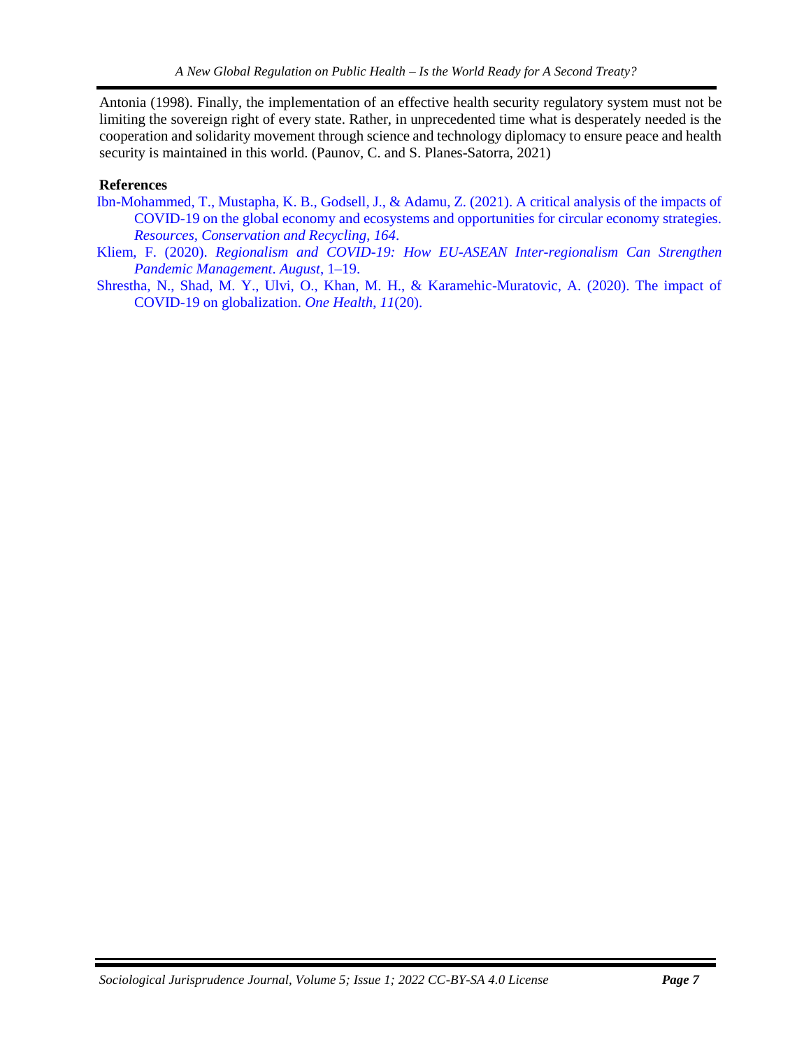Antonia (1998). Finally, the implementation of an effective health security regulatory system must not be limiting the sovereign right of every state. Rather, in unprecedented time what is desperately needed is the cooperation and solidarity movement through science and technology diplomacy to ensure peace and health security is maintained in this world. (Paunov, C. and S. Planes-Satorra, 2021)

**References**

Ibn-Mohammed, T., Mustapha, K. B., Godsell, J., & Adamu, Z. (2021). A critical analysis of the impacts of COVID-19 on the global economy and ecosystems and opportunities for circular economy strategies. *Resources, Conservation and Recycling*, *164*.

Kliem, F. (2020). *Regionalism and COVID-19: How EU-ASEAN Inter-regionalism Can Strengthen Pandemic Management*. *August*, 1–19.

Shrestha, N., Shad, M. Y., Ulvi, O., Khan, M. H., & Karamehic-Muratovic, A. (2020). The impact of COVID-19 on globalization. *One Health*, *11*(20).